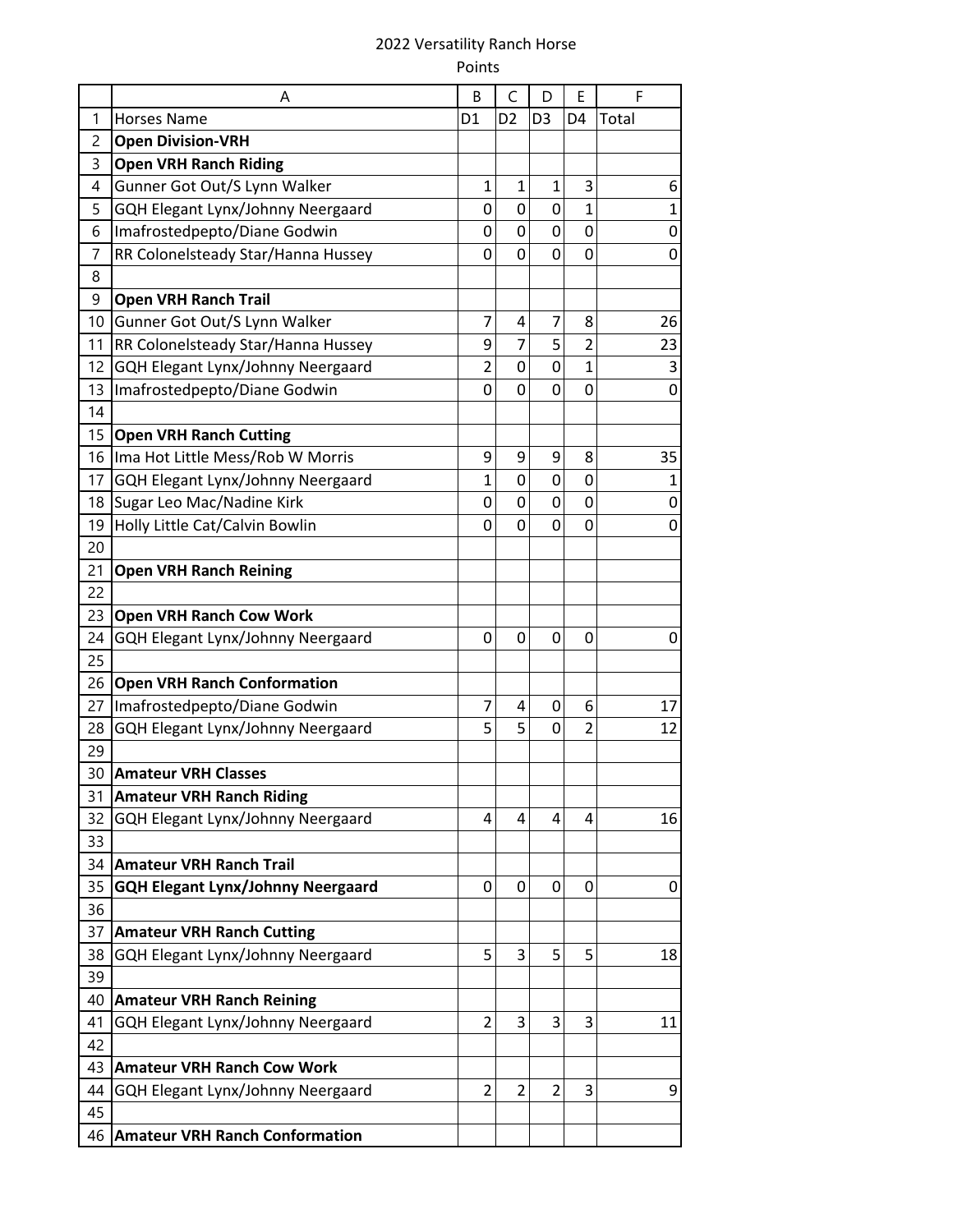# 2022 Versatility Ranch Horse

Points

| | A | B | C | D | E | F |
|---|---|---|---|---|---|---|
| 1 | Horses Name | D1 | D2 | D3 | D4 | Total |
| 2 | **Open Division-VRH** | | | | | |
| 3 | **Open VRH Ranch Riding** | | | | | |
| 4 | Gunner Got Out/S Lynn Walker | 1 | 1 | 1 | 3 | 6 |
| 5 | GQH Elegant Lynx/Johnny Neergaard | 0 | 0 | 0 | 1 | 1 |
| 6 | Imafrostedpepto/Diane Godwin | 0 | 0 | 0 | 0 | 0 |
| 7 | RR Colonelsteady Star/Hanna Hussey | 0 | 0 | 0 | 0 | 0 |
| 8 | | | | | | |
| 9 | **Open VRH Ranch Trail** | | | | | |
| 10 | Gunner Got Out/S Lynn Walker | 7 | 4 | 7 | 8 | 26 |
| 11 | RR Colonelsteady Star/Hanna Hussey | 9 | 7 | 5 | 2 | 23 |
| 12 | GQH Elegant Lynx/Johnny Neergaard | 2 | 0 | 0 | 1 | 3 |
| 13 | Imafrostedpepto/Diane Godwin | 0 | 0 | 0 | 0 | 0 |
| 14 | | | | | | |
| 15 | **Open VRH Ranch Cutting** | | | | | |
| 16 | Ima Hot Little Mess/Rob W Morris | 9 | 9 | 9 | 8 | 35 |
| 17 | GQH Elegant Lynx/Johnny Neergaard | 1 | 0 | 0 | 0 | 1 |
| 18 | Sugar Leo Mac/Nadine Kirk | 0 | 0 | 0 | 0 | 0 |
| 19 | Holly Little Cat/Calvin Bowlin | 0 | 0 | 0 | 0 | 0 |
| 20 | | | | | | |
| 21 | **Open VRH Ranch Reining** | | | | | |
| 22 | | | | | | |
| 23 | **Open VRH Ranch Cow Work** | | | | | |
| 24 | GQH Elegant Lynx/Johnny Neergaard | 0 | 0 | 0 | 0 | 0 |
| 25 | | | | | | |
| 26 | **Open VRH Ranch Conformation** | | | | | |
| 27 | Imafrostedpepto/Diane Godwin | 7 | 4 | 0 | 6 | 17 |
| 28 | GQH Elegant Lynx/Johnny Neergaard | 5 | 5 | 0 | 2 | 12 |
| 29 | | | | | | |
| 30 | **Amateur VRH Classes** | | | | | |
| 31 | **Amateur VRH Ranch Riding** | | | | | |
| 32 | GQH Elegant Lynx/Johnny Neergaard | 4 | 4 | 4 | 4 | 16 |
| 33 | | | | | | |
| 34 | **Amateur VRH Ranch Trail** | | | | | |
| 35 | **GQH Elegant Lynx/Johnny Neergaard** | 0 | 0 | 0 | 0 | 0 |
| 36 | | | | | | |
| 37 | **Amateur VRH Ranch Cutting** | | | | | |
| 38 | GQH Elegant Lynx/Johnny Neergaard | 5 | 3 | 5 | 5 | 18 |
| 39 | | | | | | |
| 40 | **Amateur VRH Ranch Reining** | | | | | |
| 41 | GQH Elegant Lynx/Johnny Neergaard | 2 | 3 | 3 | 3 | 11 |
| 42 | | | | | | |
| 43 | **Amateur VRH Ranch Cow Work** | | | | | |
| 44 | GQH Elegant Lynx/Johnny Neergaard | 2 | 2 | 2 | 3 | 9 |
| 45 | | | | | | |
| 46 | **Amateur VRH Ranch Conformation** | | | | | |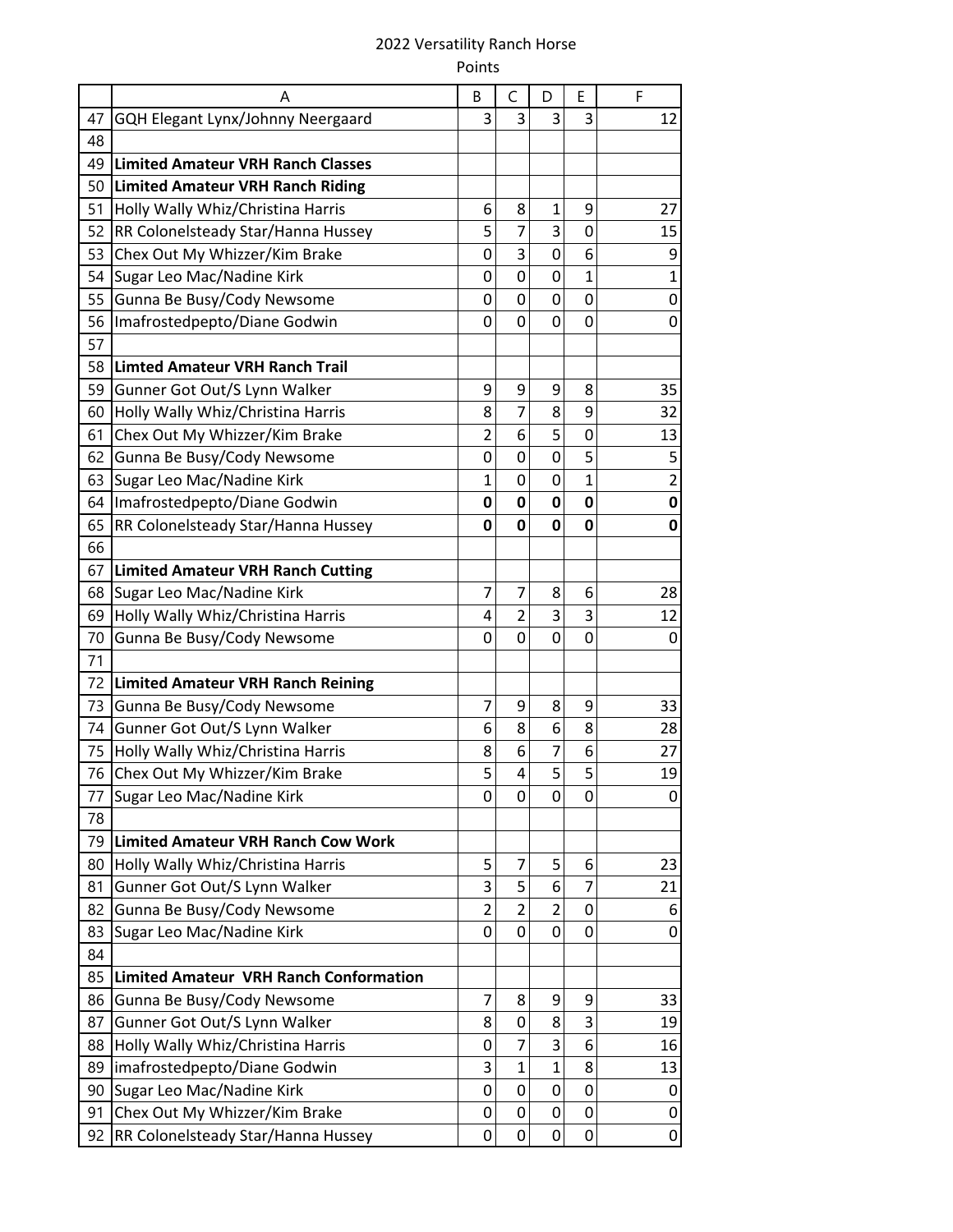2022 Versatility Ranch Horse

Points

| | A | B | C | D | E | F |
|---|---|---|---|---|---|---|
| 47 | GQH Elegant Lynx/Johnny Neergaard | 3 | 3 | 3 | 3 | 12 |
| 48 | | | | | | |
| 49 | **Limited Amateur VRH Ranch Classes** | | | | | |
| 50 | **Limited Amateur VRH Ranch Riding** | | | | | |
| 51 | Holly Wally Whiz/Christina Harris | 6 | 8 | 1 | 9 | 27 |
| 52 | RR Colonelsteady Star/Hanna Hussey | 5 | 7 | 3 | 0 | 15 |
| 53 | Chex Out My Whizzer/Kim Brake | 0 | 3 | 0 | 6 | 9 |
| 54 | Sugar Leo Mac/Nadine Kirk | 0 | 0 | 0 | 1 | 1 |
| 55 | Gunna Be Busy/Cody Newsome | 0 | 0 | 0 | 0 | 0 |
| 56 | Imafrostedpepto/Diane Godwin | 0 | 0 | 0 | 0 | 0 |
| 57 | | | | | | |
| 58 | **Limted Amateur VRH Ranch Trail** | | | | | |
| 59 | Gunner Got Out/S Lynn Walker | 9 | 9 | 9 | 8 | 35 |
| 60 | Holly Wally Whiz/Christina Harris | 8 | 7 | 8 | 9 | 32 |
| 61 | Chex Out My Whizzer/Kim Brake | 2 | 6 | 5 | 0 | 13 |
| 62 | Gunna Be Busy/Cody Newsome | 0 | 0 | 0 | 5 | 5 |
| 63 | Sugar Leo Mac/Nadine Kirk | 1 | 0 | 0 | 1 | 2 |
| 64 | Imafrostedpepto/Diane Godwin | **0** | **0** | **0** | **0** | **0** |
| 65 | RR Colonelsteady Star/Hanna Hussey | **0** | **0** | **0** | **0** | **0** |
| 66 | | | | | | |
| 67 | **Limited Amateur VRH Ranch Cutting** | | | | | |
| 68 | Sugar Leo Mac/Nadine Kirk | 7 | 7 | 8 | 6 | 28 |
| 69 | Holly Wally Whiz/Christina Harris | 4 | 2 | 3 | 3 | 12 |
| 70 | Gunna Be Busy/Cody Newsome | 0 | 0 | 0 | 0 | 0 |
| 71 | | | | | | |
| 72 | **Limited Amateur VRH Ranch Reining** | | | | | |
| 73 | Gunna Be Busy/Cody Newsome | 7 | 9 | 8 | 9 | 33 |
| 74 | Gunner Got Out/S Lynn Walker | 6 | 8 | 6 | 8 | 28 |
| 75 | Holly Wally Whiz/Christina Harris | 8 | 6 | 7 | 6 | 27 |
| 76 | Chex Out My Whizzer/Kim Brake | 5 | 4 | 5 | 5 | 19 |
| 77 | Sugar Leo Mac/Nadine Kirk | 0 | 0 | 0 | 0 | 0 |
| 78 | | | | | | |
| 79 | **Limited Amateur VRH Ranch Cow Work** | | | | | |
| 80 | Holly Wally Whiz/Christina Harris | 5 | 7 | 5 | 6 | 23 |
| 81 | Gunner Got Out/S Lynn Walker | 3 | 5 | 6 | 7 | 21 |
| 82 | Gunna Be Busy/Cody Newsome | 2 | 2 | 2 | 0 | 6 |
| 83 | Sugar Leo Mac/Nadine Kirk | 0 | 0 | 0 | 0 | 0 |
| 84 | | | | | | |
| 85 | **Limited Amateur VRH Ranch Conformation** | | | | | |
| 86 | Gunna Be Busy/Cody Newsome | 7 | 8 | 9 | 9 | 33 |
| 87 | Gunner Got Out/S Lynn Walker | 8 | 0 | 8 | 3 | 19 |
| 88 | Holly Wally Whiz/Christina Harris | 0 | 7 | 3 | 6 | 16 |
| 89 | imafrostedpepto/Diane Godwin | 3 | 1 | 1 | 8 | 13 |
| 90 | Sugar Leo Mac/Nadine Kirk | 0 | 0 | 0 | 0 | 0 |
| 91 | Chex Out My Whizzer/Kim Brake | 0 | 0 | 0 | 0 | 0 |
| 92 | RR Colonelsteady Star/Hanna Hussey | 0 | 0 | 0 | 0 | 0 |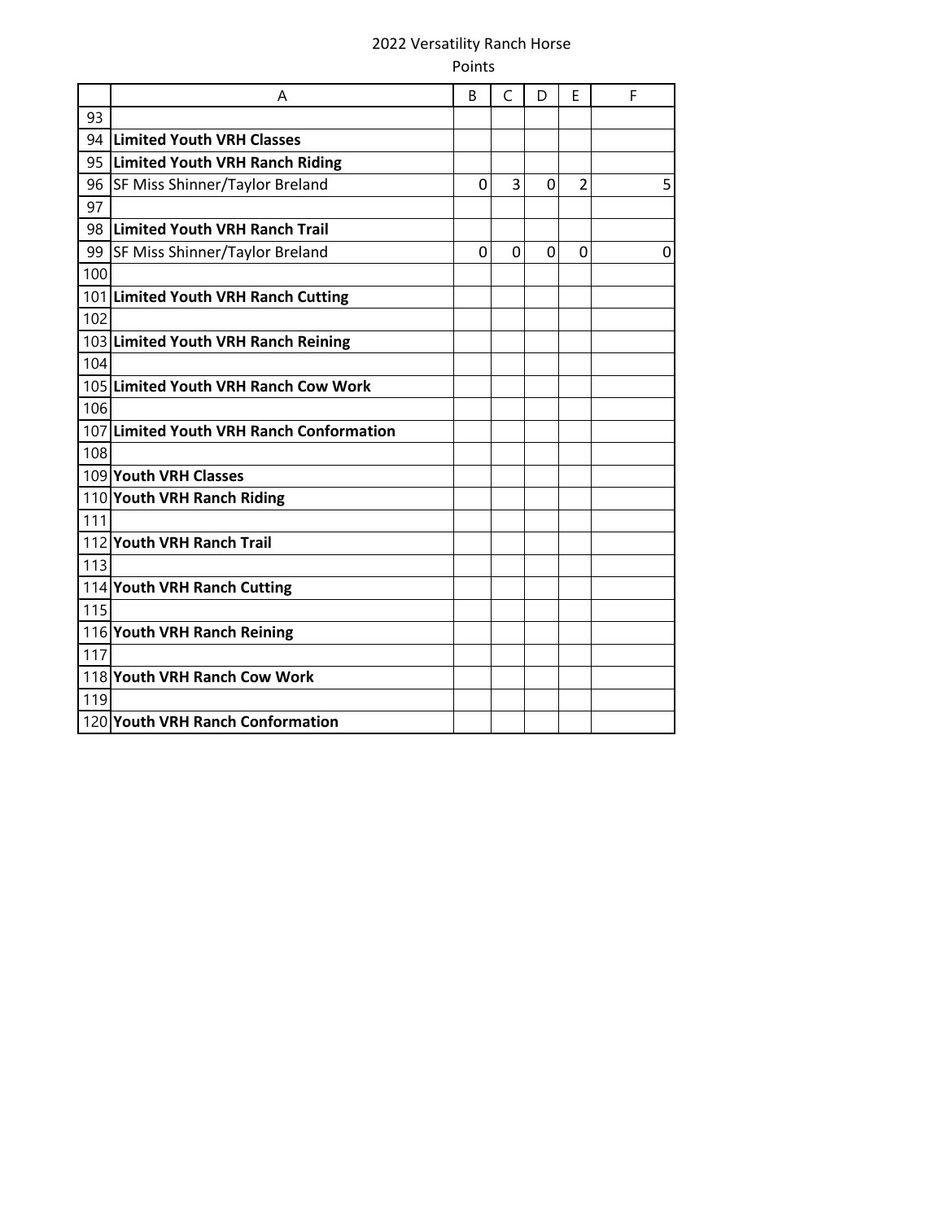2022 Versatility Ranch Horse

Points

| | A | B | C | D | E | F |
|---|---|---|---|---|---|---|
| 93 | | | | | | |
| 94 | **Limited Youth VRH Classes** | | | | | |
| 95 | **Limited Youth VRH Ranch Riding** | | | | | |
| 96 | SF Miss Shinner/Taylor Breland | 0 | 3 | 0 | 2 | 5 |
| 97 | | | | | | |
| 98 | **Limited Youth VRH Ranch Trail** | | | | | |
| 99 | SF Miss Shinner/Taylor Breland | 0 | 0 | 0 | 0 | 0 |
| 100 | | | | | | |
| 101 | **Limited Youth VRH Ranch Cutting** | | | | | |
| 102 | | | | | | |
| 103 | **Limited Youth VRH Ranch Reining** | | | | | |
| 104 | | | | | | |
| 105 | **Limited Youth VRH Ranch Cow Work** | | | | | |
| 106 | | | | | | |
| 107 | **Limited Youth VRH Ranch Conformation** | | | | | |
| 108 | | | | | | |
| 109 | **Youth VRH Classes** | | | | | |
| 110 | **Youth VRH Ranch Riding** | | | | | |
| 111 | | | | | | |
| 112 | **Youth VRH Ranch Trail** | | | | | |
| 113 | | | | | | |
| 114 | **Youth VRH Ranch Cutting** | | | | | |
| 115 | | | | | | |
| 116 | **Youth VRH Ranch Reining** | | | | | |
| 117 | | | | | | |
| 118 | **Youth VRH Ranch Cow Work** | | | | | |
| 119 | | | | | | |
| 120 | **Youth VRH Ranch Conformation** | | | | | |